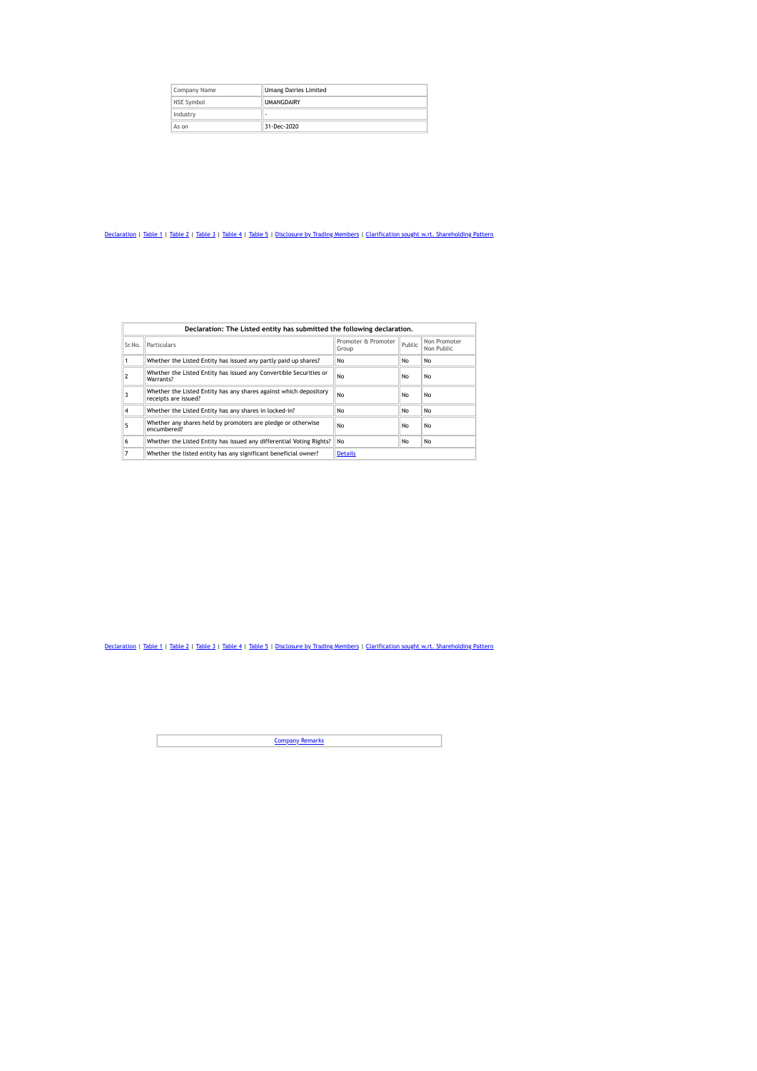| Company Name | Umang Dairies Limited |
|---|---|
| NSE Symbol | UMANGDAIRY |
| Industry | - |
| As on | 31-Dec-2020 |

Declaration | Table 1 | Table 2 | Table 3 | Table 4 | Table 5 | Disclosure by Trading Members | Clarification sought w.rt. Shareholding Pattern

**Declaration: The Listed entity has submitted the following declaration.**

| Sr.No. | Particulars | Promoter & Promoter Group | Public | Non Promoter Non Public |
|---|---|---|---|---|
| 1 | Whether the Listed Entity has issued any partly paid up shares? | No | No | No |
| 2 | Whether the Listed Entity has issued any Convertible Securities or Warrants? | No | No | No |
| 3 | Whether the Listed Entity has any shares against which depository receipts are issued? | No | No | No |
| 4 | Whether the Listed Entity has any shares in locked-in? | No | No | No |
| 5 | Whether any shares held by promoters are pledge or otherwise encumbered? | No | No | No |
| 6 | Whether the Listed Entity has issued any differential Voting Rights? | No | No | No |
| 7 | Whether the listed entity has any significant beneficial owner? | Details | | |

Declaration | Table 1 | Table 2 | Table 3 | Table 4 | Table 5 | Disclosure by Trading Members | Clarification sought w.rt. Shareholding Pattern

Company Remarks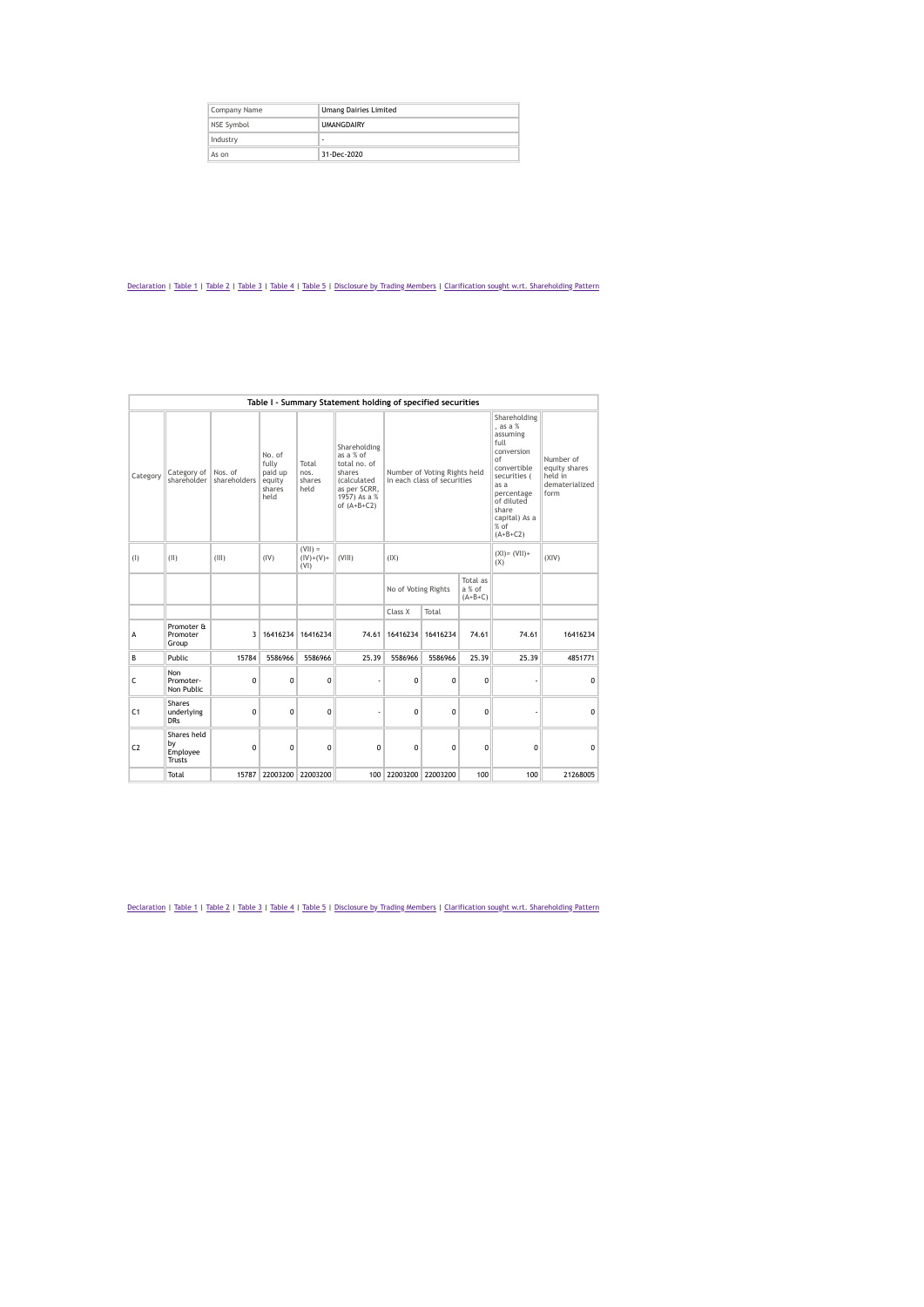| Company Name | Umang Dairies Limited |
|---|---|
| NSE Symbol | UMANGDAIRY |
| Industry | - |
| As on | 31-Dec-2020 |

Declaration | Table 1 | Table 2 | Table 3 | Table 4 | Table 5 | Disclosure by Trading Members | Clarification sought w.rt. Shareholding Pattern

| Table I - Summary Statement holding of specified securities | | | | | | | | | | |
|---|---|---|---|---|---|---|---|---|---|---|
| Category | Category of shareholder | Nos. of shareholders | No. of fully paid up equity shares held | Total nos. shares held | Shareholding as a % of total no. of shares (calculated as per SCRR, 1957) As a % of (A+B+C2) | Number of Voting Rights held in each class of securities | | | Shareholding , as a % assuming full conversion of convertible securities ( as a percentage of diluted share capital) As a % of (A+B+C2) | Number of equity shares held in dematerialized form |
| (I) | (II) | (III) | (IV) | (VII) = (IV)+(V)+ (VI) | (VIII) | (IX) | | | (XI)= (VII)+ (X) | (XIV) |
| | | | | | | No of Voting Rights | | Total as a % of (A+B+C) | | |
| | | | | | | Class X | Total | | | |
| A | Promoter & Promoter Group | 3 | 16416234 | 16416234 | 74.61 | 16416234 | 16416234 | 74.61 | 74.61 | 16416234 |
| B | Public | 15784 | 5586966 | 5586966 | 25.39 | 5586966 | 5586966 | 25.39 | 25.39 | 4851771 |
| C | Non Promoter- Non Public | 0 | 0 | 0 | - | 0 | 0 | 0 | - | 0 |
| C1 | Shares underlying DRs | 0 | 0 | 0 | - | 0 | 0 | 0 | - | 0 |
| C2 | Shares held by Employee Trusts | 0 | 0 | 0 | 0 | 0 | 0 | 0 | 0 | 0 |
| | Total | 15787 | 22003200 | 22003200 | 100 | 22003200 | 22003200 | 100 | 100 | 21268005 |

Declaration | Table 1 | Table 2 | Table 3 | Table 4 | Table 5 | Disclosure by Trading Members | Clarification sought w.rt. Shareholding Pattern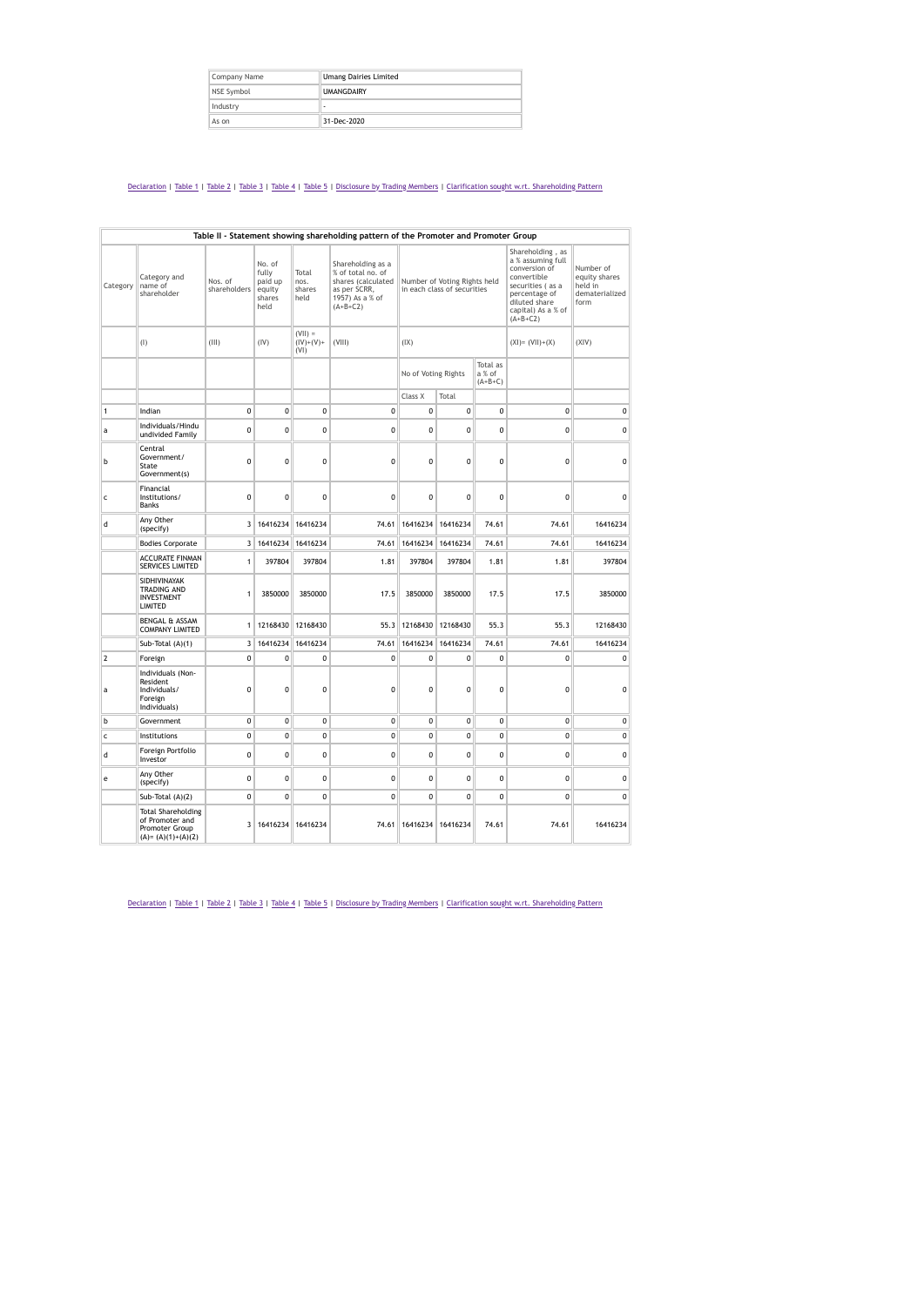| Company Name | Umang Dairies Limited |
|---|---|
| NSE Symbol | UMANGDAIRY |
| Industry | - |
| As on | 31-Dec-2020 |

Declaration | Table 1 | Table 2 | Table 3 | Table 4 | Table 5 | Disclosure by Trading Members | Clarification sought w.rt. Shareholding Pattern

**Table II - Statement showing shareholding pattern of the Promoter and Promoter Group**

| Category | Category and name of shareholder | Nos. of shareholders | No. of fully paid up equity shares held | Total nos. shares held | Shareholding as a % of total no. of shares (calculated as per SCRR, 1957) As a % of (A+B+C2) | Number of Voting Rights held in each class of securities | | | Shareholding , as a % assuming full conversion of convertible securities ( as a percentage of diluted share capital) As a % of (A+B+C2) | Number of equity shares held in dematerialized form |
|---|---|---|---|---|---|---|---|---|---|---|
| | (I) | (III) | (IV) | (VII) = (IV)+(V)+ (VI) | (VIII) | (IX) | | | (XI)= (VII)+(X) | (XIV) |
| | | | | | | No of Voting Rights | | Total as a % of (A+B+C) | | |
| | | | | | | Class X | Total | | | |
| 1 | Indian | 0 | 0 | 0 | 0 | 0 | 0 | 0 | 0 | 0 |
| a | Individuals/Hindu undivided Family | 0 | 0 | 0 | 0 | 0 | 0 | 0 | 0 | 0 |
| b | Central Government/ State Government(s) | 0 | 0 | 0 | 0 | 0 | 0 | 0 | 0 | 0 |
| c | Financial Institutions/ Banks | 0 | 0 | 0 | 0 | 0 | 0 | 0 | 0 | 0 |
| d | Any Other (specify) | 3 | 16416234 | 16416234 | 74.61 | 16416234 | 16416234 | 74.61 | 74.61 | 16416234 |
| | Bodies Corporate | 3 | 16416234 | 16416234 | 74.61 | 16416234 | 16416234 | 74.61 | 74.61 | 16416234 |
| | ACCURATE FINMAN SERVICES LIMITED | 1 | 397804 | 397804 | 1.81 | 397804 | 397804 | 1.81 | 1.81 | 397804 |
| | SIDHIVINAYAK TRADING AND INVESTMENT LIMITED | 1 | 3850000 | 3850000 | 17.5 | 3850000 | 3850000 | 17.5 | 17.5 | 3850000 |
| | BENGAL & ASSAM COMPANY LIMITED | 1 | 12168430 | 12168430 | 55.3 | 12168430 | 12168430 | 55.3 | 55.3 | 12168430 |
| | Sub-Total (A)(1) | 3 | 16416234 | 16416234 | 74.61 | 16416234 | 16416234 | 74.61 | 74.61 | 16416234 |
| 2 | Foreign | 0 | 0 | 0 | 0 | 0 | 0 | 0 | 0 | 0 |
| a | Individuals (Non-Resident Individuals/ Foreign Individuals) | 0 | 0 | 0 | 0 | 0 | 0 | 0 | 0 | 0 |
| b | Government | 0 | 0 | 0 | 0 | 0 | 0 | 0 | 0 | 0 |
| c | Institutions | 0 | 0 | 0 | 0 | 0 | 0 | 0 | 0 | 0 |
| d | Foreign Portfolio Investor | 0 | 0 | 0 | 0 | 0 | 0 | 0 | 0 | 0 |
| e | Any Other (specify) | 0 | 0 | 0 | 0 | 0 | 0 | 0 | 0 | 0 |
| | Sub-Total (A)(2) | 0 | 0 | 0 | 0 | 0 | 0 | 0 | 0 | 0 |
| | Total Shareholding of Promoter and Promoter Group (A)= (A)(1)+(A)(2) | 3 | 16416234 | 16416234 | 74.61 | 16416234 | 16416234 | 74.61 | 74.61 | 16416234 |

Declaration | Table 1 | Table 2 | Table 3 | Table 4 | Table 5 | Disclosure by Trading Members | Clarification sought w.rt. Shareholding Pattern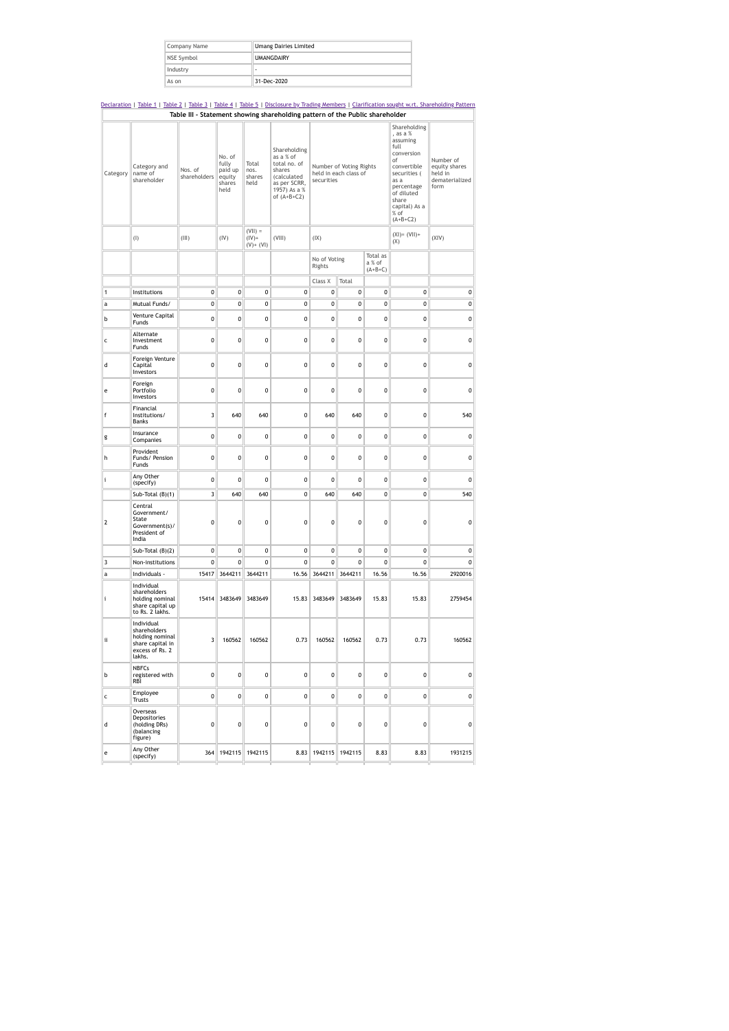| Company Name | Umang Dairies Limited |
|---|---|
| NSE Symbol | UMANGDAIRY |
| Industry | - |
| As on | 31-Dec-2020 |

Declaration | Table 1 | Table 2 | Table 3 | Table 4 | Table 5 | Disclosure by Trading Members | Clarification sought w.r.t. Shareholding Pattern

**Table III - Statement showing shareholding pattern of the Public shareholder**

| Category | Category and name of shareholder | Nos. of shareholders | No. of fully paid up equity shares held | Total nos. shares held | Shareholding as a % of total no. of shares (calculated as per SCRR, 1957) As a % of (A+B+C2) | Number of Voting Rights held in each class of securities | | | Shareholding , as a % assuming full conversion of convertible securities ( as a percentage of diluted share capital) As a % of (A+B+C2) | Number of equity shares held in dematerialized form |
|---|---|---|---|---|---|---|---|---|---|---|
| | (I) | (III) | (IV) | (VII) = (IV)+ (V)+ (VI) | (VIII) | (IX) | | | (XI)= (VII)+ (X) | (XIV) |
| | | | | | | No of Voting Rights | | Total as a % of (A+B+C) | | |
| | | | | | | Class X | Total | | | |
| 1 | Institutions | 0 | 0 | 0 | 0 | 0 | 0 | 0 | 0 | 0 |
| a | Mutual Funds/ | 0 | 0 | 0 | 0 | 0 | 0 | 0 | 0 | 0 |
| b | Venture Capital Funds | 0 | 0 | 0 | 0 | 0 | 0 | 0 | 0 | 0 |
| c | Alternate Investment Funds | 0 | 0 | 0 | 0 | 0 | 0 | 0 | 0 | 0 |
| d | Foreign Venture Capital Investors | 0 | 0 | 0 | 0 | 0 | 0 | 0 | 0 | 0 |
| e | Foreign Portfolio Investors | 0 | 0 | 0 | 0 | 0 | 0 | 0 | 0 | 0 |
| f | Financial Institutions/ Banks | 3 | 640 | 640 | 0 | 640 | 640 | 0 | 0 | 540 |
| g | Insurance Companies | 0 | 0 | 0 | 0 | 0 | 0 | 0 | 0 | 0 |
| h | Provident Funds/ Pension Funds | 0 | 0 | 0 | 0 | 0 | 0 | 0 | 0 | 0 |
| i | Any Other (specify) | 0 | 0 | 0 | 0 | 0 | 0 | 0 | 0 | 0 |
| | Sub-Total (B)(1) | 3 | 640 | 640 | 0 | 640 | 640 | 0 | 0 | 540 |
| 2 | Central Government/ State Government(s)/ President of India | 0 | 0 | 0 | 0 | 0 | 0 | 0 | 0 | 0 |
| | Sub-Total (B)(2) | 0 | 0 | 0 | 0 | 0 | 0 | 0 | 0 | 0 |
| 3 | Non-institutions | 0 | 0 | 0 | 0 | 0 | 0 | 0 | 0 | 0 |
| a | Individuals - | 15417 | 3644211 | 3644211 | 16.56 | 3644211 | 3644211 | 16.56 | 16.56 | 2920016 |
| i | Individual shareholders holding nominal share capital up to Rs. 2 lakhs. | 15414 | 3483649 | 3483649 | 15.83 | 3483649 | 3483649 | 15.83 | 15.83 | 2759454 |
| ii | Individual shareholders holding nominal share capital in excess of Rs. 2 lakhs. | 3 | 160562 | 160562 | 0.73 | 160562 | 160562 | 0.73 | 0.73 | 160562 |
| b | NBFCs registered with RBI | 0 | 0 | 0 | 0 | 0 | 0 | 0 | 0 | 0 |
| c | Employee Trusts | 0 | 0 | 0 | 0 | 0 | 0 | 0 | 0 | 0 |
| d | Overseas Depositories (holding DRs) (balancing figure) | 0 | 0 | 0 | 0 | 0 | 0 | 0 | 0 | 0 |
| e | Any Other (specify) | 364 | 1942115 | 1942115 | 8.83 | 1942115 | 1942115 | 8.83 | 8.83 | 1931215 |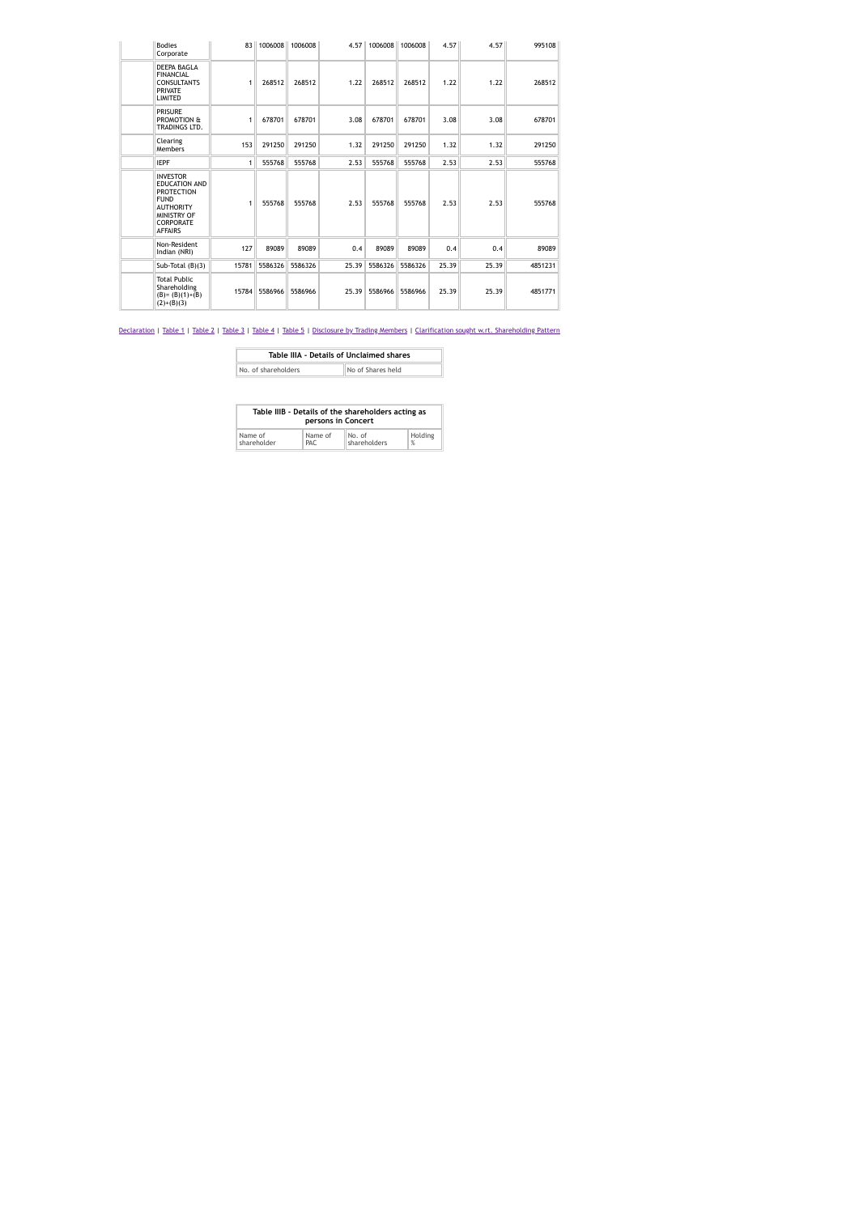| | | | | | | | | | | |
|---|---|---|---|---|---|---|---|---|---|---|
| | Bodies Corporate | 83 | 1006008 | 1006008 | 4.57 | 1006008 | 1006008 | 4.57 | 4.57 | 995108 |
| | DEEPA BAGLA FINANCIAL CONSULTANTS PRIVATE LIMITED | 1 | 268512 | 268512 | 1.22 | 268512 | 268512 | 1.22 | 1.22 | 268512 |
| | PRISURE PROMOTION & TRADINGS LTD. | 1 | 678701 | 678701 | 3.08 | 678701 | 678701 | 3.08 | 3.08 | 678701 |
| | Clearing Members | 153 | 291250 | 291250 | 1.32 | 291250 | 291250 | 1.32 | 1.32 | 291250 |
| | IEPF | 1 | 555768 | 555768 | 2.53 | 555768 | 555768 | 2.53 | 2.53 | 555768 |
| | INVESTOR EDUCATION AND PROTECTION FUND AUTHORITY MINISTRY OF CORPORATE AFFAIRS | 1 | 555768 | 555768 | 2.53 | 555768 | 555768 | 2.53 | 2.53 | 555768 |
| | Non-Resident Indian (NRI) | 127 | 89089 | 89089 | 0.4 | 89089 | 89089 | 0.4 | 0.4 | 89089 |
| | Sub-Total (B)(3) | 15781 | 5586326 | 5586326 | 25.39 | 5586326 | 5586326 | 25.39 | 25.39 | 4851231 |
| | Total Public Shareholding (B)= (B)(1)+(B)(2)+(B)(3) | 15784 | 5586966 | 5586966 | 25.39 | 5586966 | 5586966 | 25.39 | 25.39 | 4851771 |

Declaration | Table 1 | Table 2 | Table 3 | Table 4 | Table 5 | Disclosure by Trading Members | Clarification sought w.rt. Shareholding Pattern

| Table IIIA - Details of Unclaimed shares | |
|---|---|
| No. of shareholders | No of Shares held |

| Table IIIB - Details of the shareholders acting as persons in Concert | | | |
|---|---|---|---|
| Name of shareholder | Name of PAC | No. of shareholders | Holding % |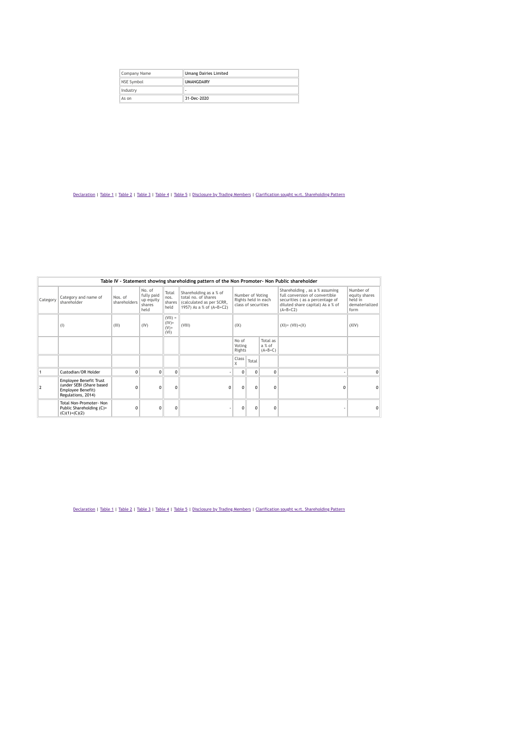| | |
|---|---|
| Company Name | Umang Dairies Limited |
| NSE Symbol | UMANGDAIRY |
| Industry | - |
| As on | 31-Dec-2020 |

Declaration | Table 1 | Table 2 | Table 3 | Table 4 | Table 5 | Disclosure by Trading Members | Clarification sought w.r.t. Shareholding Pattern

**Table IV - Statement showing shareholding pattern of the Non Promoter- Non Public shareholder**

| Category | Category and name of shareholder | Nos. of shareholders | No. of fully paid up equity shares held | Total nos. shares held | Shareholding as a % of total no. of shares (calculated as per SCRR, 1957) As a % of (A+B+C2) | Number of Voting Rights held in each class of securities | | | Shareholding , as a % assuming full conversion of convertible securities ( as a percentage of diluted share capital) As a % of (A+B+C2) | Number of equity shares held in dematerialized form |
|---|---|---|---|---|---|---|---|---|---|---|
| | (I) | (III) | (IV) | (VII) = (IV)+ (V)+ (VI) | (VIII) | (IX) | | | (XI)= (VII)+(X) | (XIV) |
| | | | | | | No of Voting Rights | | Total as a % of (A+B+C) | | |
| | | | | | | Class X | Total | | | |
| 1 | Custodian/DR Holder | 0 | 0 | 0 | - | 0 | 0 | 0 | - | 0 |
| 2 | Employee Benefit Trust (under SEBI (Share based Employee Benefit) Regulations, 2014) | 0 | 0 | 0 | 0 | 0 | 0 | 0 | 0 | 0 |
| | Total Non-Promoter- Non Public Shareholding (C)= (C)(1)+(C)(2) | 0 | 0 | 0 | - | 0 | 0 | 0 | - | 0 |

Declaration | Table 1 | Table 2 | Table 3 | Table 4 | Table 5 | Disclosure by Trading Members | Clarification sought w.r.t. Shareholding Pattern